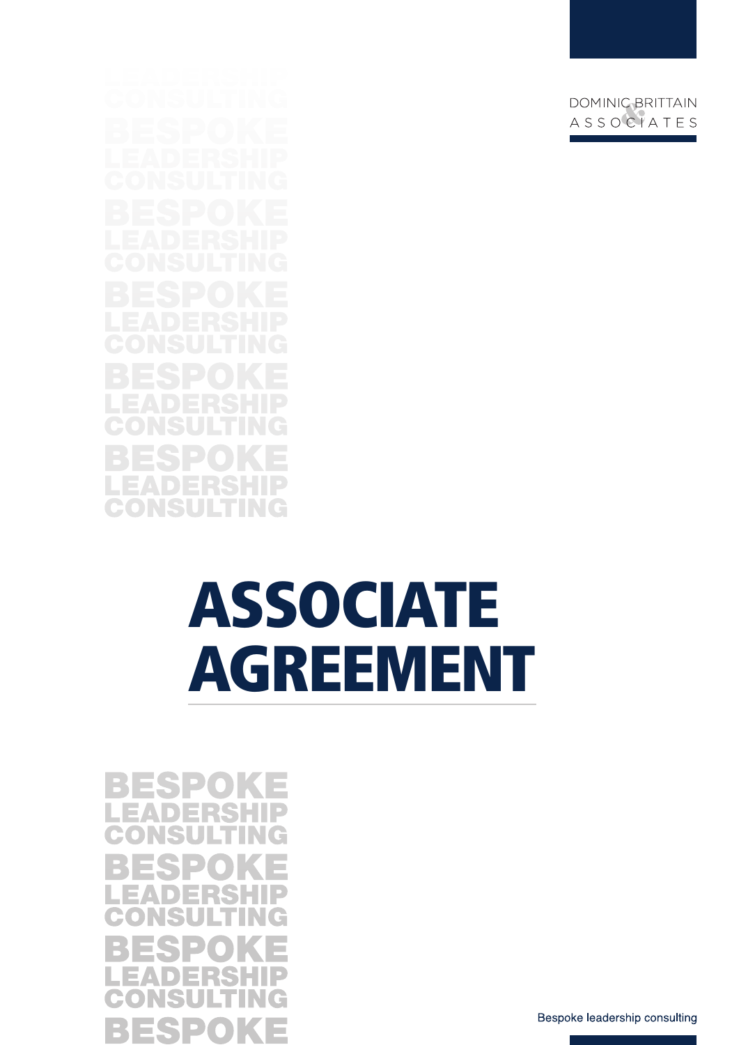DOMINIC BRITTAIN & ASSOCIATES

# ASSOCIATE AGREEMENT

Bespoke leadership consulting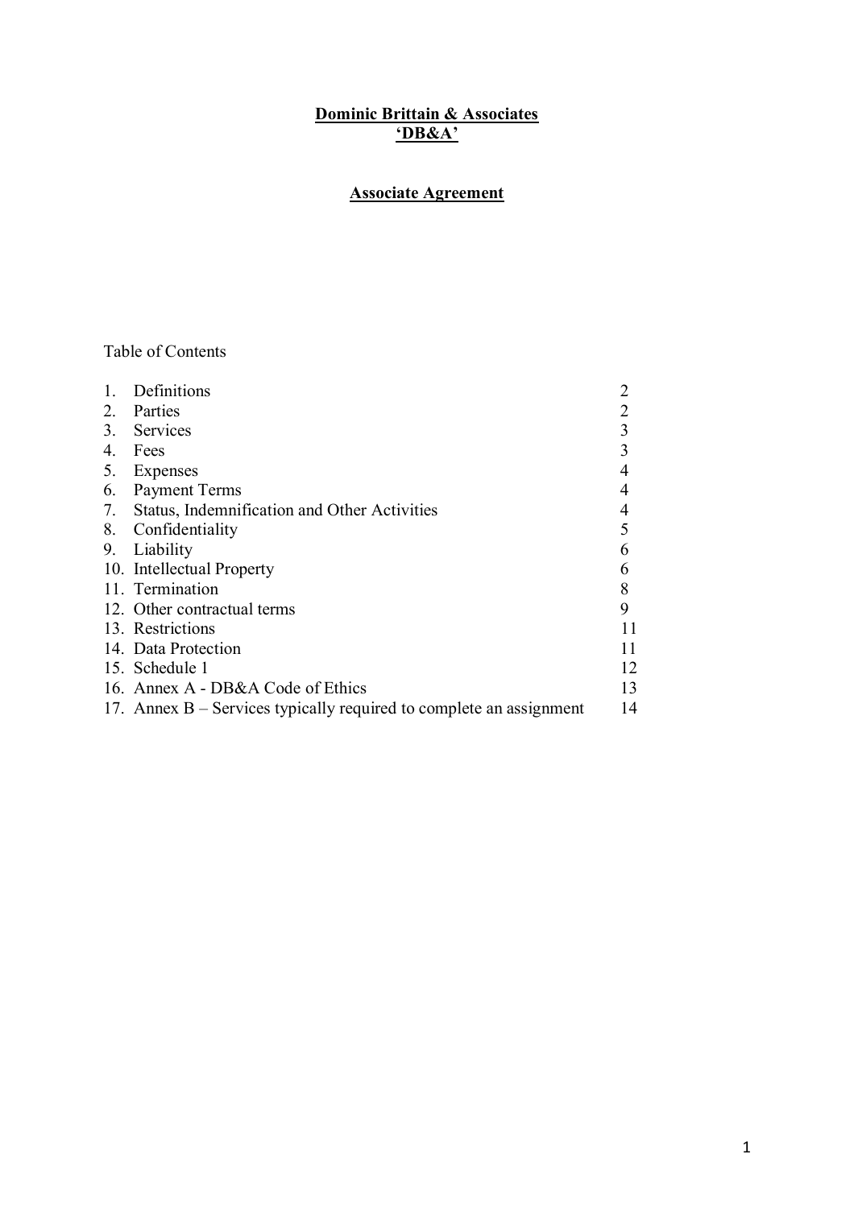**Dominic Brittain & Associates**
**'DB&A'**

**Associate Agreement**

Table of Contents

| | | |
|---|---|---|
| 1. | Definitions | 2 |
| 2. | Parties | 2 |
| 3. | Services | 3 |
| 4. | Fees | 3 |
| 5. | Expenses | 4 |
| 6. | Payment Terms | 4 |
| 7. | Status, Indemnification and Other Activities | 4 |
| 8. | Confidentiality | 5 |
| 9. | Liability | 6 |
| 10. | Intellectual Property | 6 |
| 11. | Termination | 8 |
| 12. | Other contractual terms | 9 |
| 13. | Restrictions | 11 |
| 14. | Data Protection | 11 |
| 15. | Schedule 1 | 12 |
| 16. | Annex A - DB&A Code of Ethics | 13 |
| 17. | Annex B – Services typically required to complete an assignment | 14 |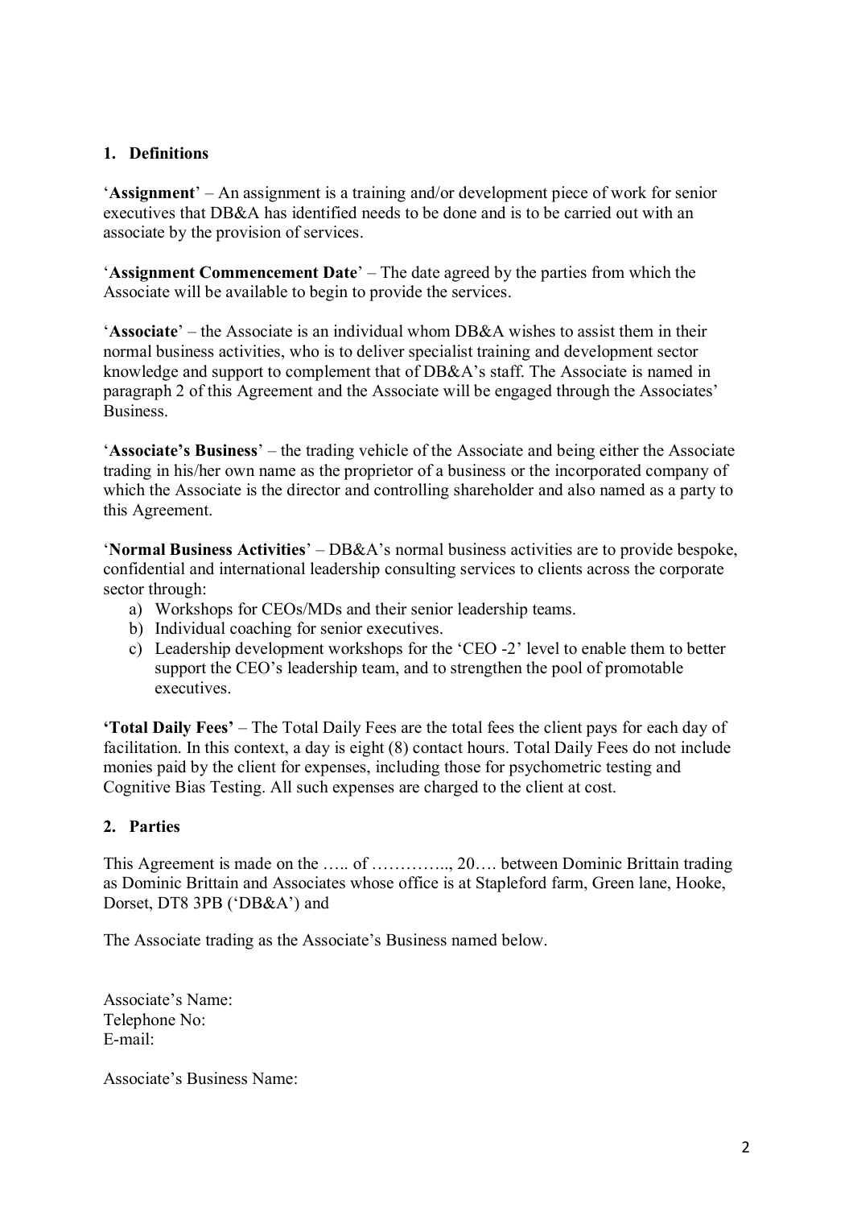## 1. Definitions

'**Assignment**' – An assignment is a training and/or development piece of work for senior executives that DB&A has identified needs to be done and is to be carried out with an associate by the provision of services.

'**Assignment Commencement Date**' – The date agreed by the parties from which the Associate will be available to begin to provide the services.

'**Associate**' – the Associate is an individual whom DB&A wishes to assist them in their normal business activities, who is to deliver specialist training and development sector knowledge and support to complement that of DB&A's staff. The Associate is named in paragraph 2 of this Agreement and the Associate will be engaged through the Associates' Business.

'**Associate's Business**' – the trading vehicle of the Associate and being either the Associate trading in his/her own name as the proprietor of a business or the incorporated company of which the Associate is the director and controlling shareholder and also named as a party to this Agreement.

'**Normal Business Activities**' – DB&A's normal business activities are to provide bespoke, confidential and international leadership consulting services to clients across the corporate sector through:

a) Workshops for CEOs/MDs and their senior leadership teams.
b) Individual coaching for senior executives.
c) Leadership development workshops for the 'CEO -2' level to enable them to better support the CEO's leadership team, and to strengthen the pool of promotable executives.

**'Total Daily Fees'** – The Total Daily Fees are the total fees the client pays for each day of facilitation. In this context, a day is eight (8) contact hours. Total Daily Fees do not include monies paid by the client for expenses, including those for psychometric testing and Cognitive Bias Testing. All such expenses are charged to the client at cost.

## 2. Parties

This Agreement is made on the ….. of ………….., 20…. between Dominic Brittain trading as Dominic Brittain and Associates whose office is at Stapleford farm, Green lane, Hooke, Dorset, DT8 3PB ('DB&A') and

The Associate trading as the Associate's Business named below.

Associate's Name:
Telephone No:
E-mail:

Associate's Business Name: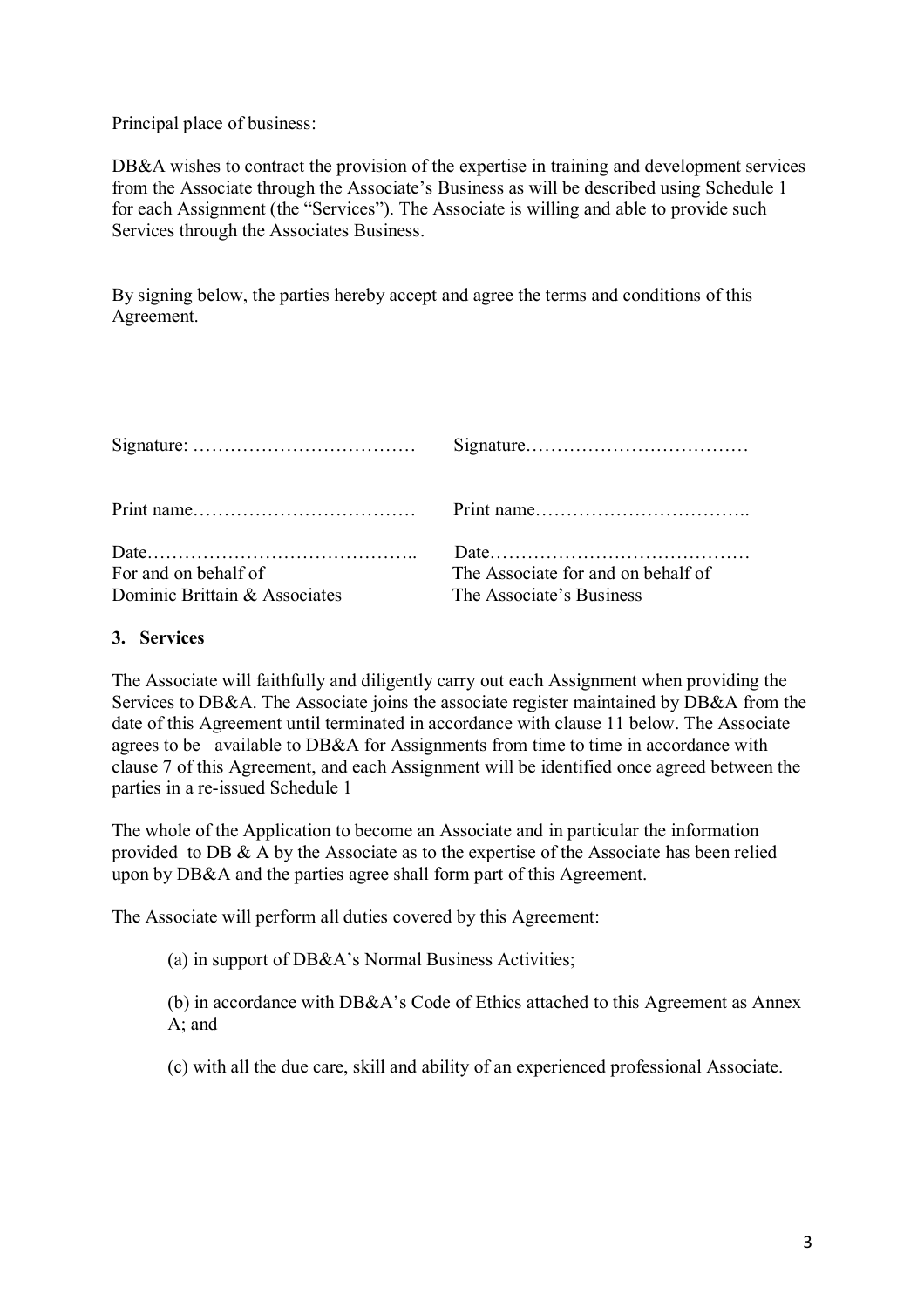Principal place of business:

DB&A wishes to contract the provision of the expertise in training and development services from the Associate through the Associate's Business as will be described using Schedule 1 for each Assignment (the "Services"). The Associate is willing and able to provide such Services through the Associates Business.

By signing below, the parties hereby accept and agree the terms and conditions of this Agreement.

| | |
|---|---|
| Signature: ……………………………… | Signature……………………………… |
| Print name……………………………… | Print name…………………………….. |
| Date…………………………………….. | Date…………………………………… |
| For and on behalf of Dominic Brittain & Associates | The Associate for and on behalf of The Associate's Business |

### 3. Services

The Associate will faithfully and diligently carry out each Assignment when providing the Services to DB&A. The Associate joins the associate register maintained by DB&A from the date of this Agreement until terminated in accordance with clause 11 below. The Associate agrees to be available to DB&A for Assignments from time to time in accordance with clause 7 of this Agreement, and each Assignment will be identified once agreed between the parties in a re-issued Schedule 1

The whole of the Application to become an Associate and in particular the information provided to DB & A by the Associate as to the expertise of the Associate has been relied upon by DB&A and the parties agree shall form part of this Agreement.

The Associate will perform all duties covered by this Agreement:

(a) in support of DB&A's Normal Business Activities;

(b) in accordance with DB&A's Code of Ethics attached to this Agreement as Annex A; and

(c) with all the due care, skill and ability of an experienced professional Associate.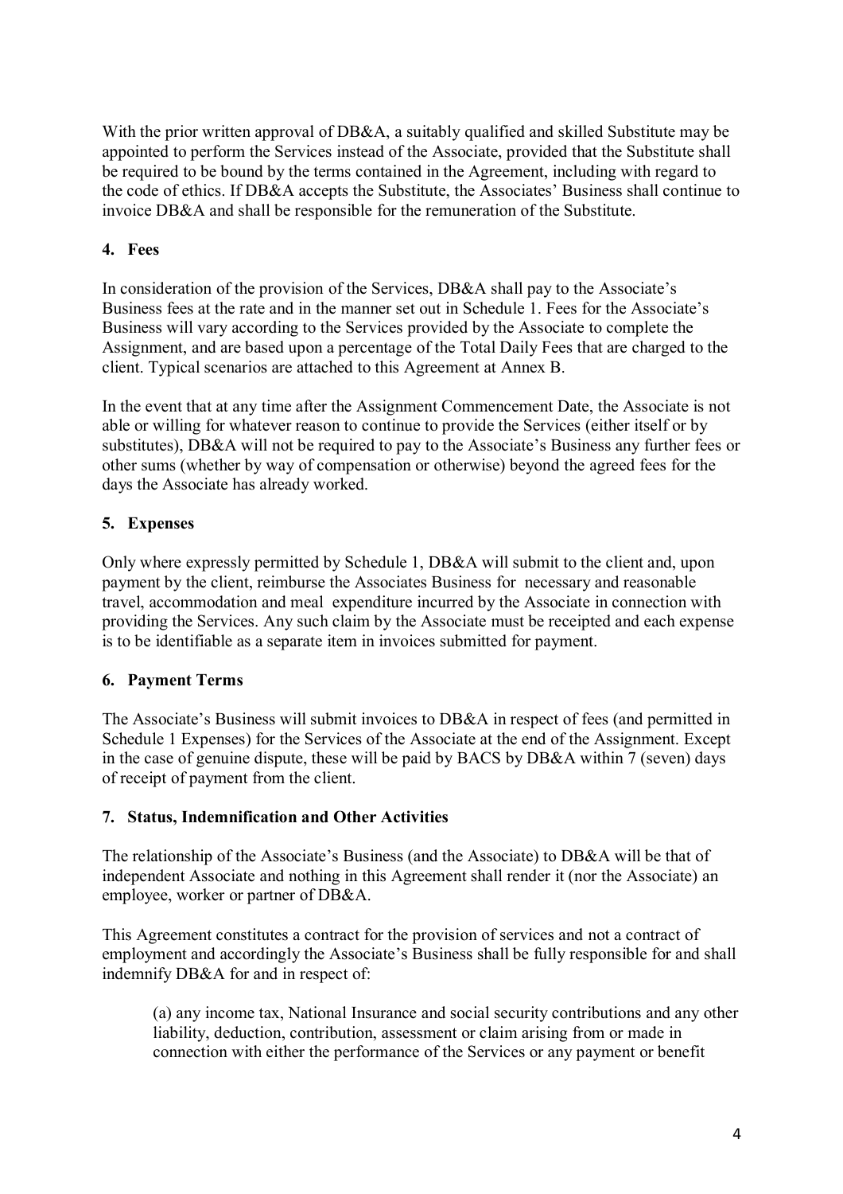With the prior written approval of DB&A, a suitably qualified and skilled Substitute may be appointed to perform the Services instead of the Associate, provided that the Substitute shall be required to be bound by the terms contained in the Agreement, including with regard to the code of ethics. If DB&A accepts the Substitute, the Associates' Business shall continue to invoice DB&A and shall be responsible for the remuneration of the Substitute.

## 4. Fees

In consideration of the provision of the Services, DB&A shall pay to the Associate's Business fees at the rate and in the manner set out in Schedule 1. Fees for the Associate's Business will vary according to the Services provided by the Associate to complete the Assignment, and are based upon a percentage of the Total Daily Fees that are charged to the client. Typical scenarios are attached to this Agreement at Annex B.

In the event that at any time after the Assignment Commencement Date, the Associate is not able or willing for whatever reason to continue to provide the Services (either itself or by substitutes), DB&A will not be required to pay to the Associate's Business any further fees or other sums (whether by way of compensation or otherwise) beyond the agreed fees for the days the Associate has already worked.

## 5. Expenses

Only where expressly permitted by Schedule 1, DB&A will submit to the client and, upon payment by the client, reimburse the Associates Business for necessary and reasonable travel, accommodation and meal expenditure incurred by the Associate in connection with providing the Services. Any such claim by the Associate must be receipted and each expense is to be identifiable as a separate item in invoices submitted for payment.

## 6. Payment Terms

The Associate's Business will submit invoices to DB&A in respect of fees (and permitted in Schedule 1 Expenses) for the Services of the Associate at the end of the Assignment. Except in the case of genuine dispute, these will be paid by BACS by DB&A within 7 (seven) days of receipt of payment from the client.

## 7. Status, Indemnification and Other Activities

The relationship of the Associate's Business (and the Associate) to DB&A will be that of independent Associate and nothing in this Agreement shall render it (nor the Associate) an employee, worker or partner of DB&A.

This Agreement constitutes a contract for the provision of services and not a contract of employment and accordingly the Associate's Business shall be fully responsible for and shall indemnify DB&A for and in respect of:

(a) any income tax, National Insurance and social security contributions and any other liability, deduction, contribution, assessment or claim arising from or made in connection with either the performance of the Services or any payment or benefit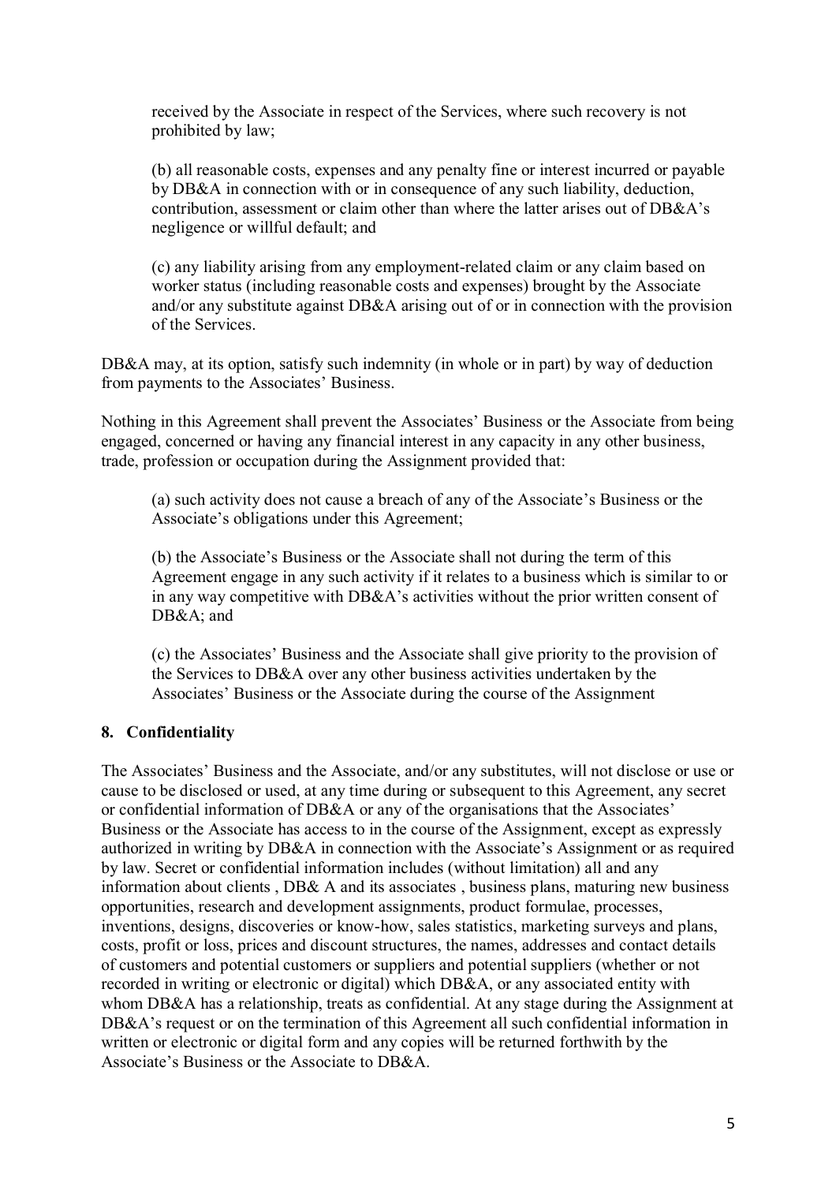received by the Associate in respect of the Services, where such recovery is not prohibited by law;

(b) all reasonable costs, expenses and any penalty fine or interest incurred or payable by DB&A in connection with or in consequence of any such liability, deduction, contribution, assessment or claim other than where the latter arises out of DB&A's negligence or willful default; and

(c) any liability arising from any employment-related claim or any claim based on worker status (including reasonable costs and expenses) brought by the Associate and/or any substitute against DB&A arising out of or in connection with the provision of the Services.

DB&A may, at its option, satisfy such indemnity (in whole or in part) by way of deduction from payments to the Associates' Business.

Nothing in this Agreement shall prevent the Associates' Business or the Associate from being engaged, concerned or having any financial interest in any capacity in any other business, trade, profession or occupation during the Assignment provided that:

(a) such activity does not cause a breach of any of the Associate's Business or the Associate's obligations under this Agreement;

(b) the Associate's Business or the Associate shall not during the term of this Agreement engage in any such activity if it relates to a business which is similar to or in any way competitive with DB&A's activities without the prior written consent of DB&A; and

(c) the Associates' Business and the Associate shall give priority to the provision of the Services to DB&A over any other business activities undertaken by the Associates' Business or the Associate during the course of the Assignment

## 8. Confidentiality

The Associates' Business and the Associate, and/or any substitutes, will not disclose or use or cause to be disclosed or used, at any time during or subsequent to this Agreement, any secret or confidential information of DB&A or any of the organisations that the Associates' Business or the Associate has access to in the course of the Assignment, except as expressly authorized in writing by DB&A in connection with the Associate's Assignment or as required by law. Secret or confidential information includes (without limitation) all and any information about clients , DB& A and its associates , business plans, maturing new business opportunities, research and development assignments, product formulae, processes, inventions, designs, discoveries or know-how, sales statistics, marketing surveys and plans, costs, profit or loss, prices and discount structures, the names, addresses and contact details of customers and potential customers or suppliers and potential suppliers (whether or not recorded in writing or electronic or digital) which DB&A, or any associated entity with whom DB&A has a relationship, treats as confidential. At any stage during the Assignment at DB&A's request or on the termination of this Agreement all such confidential information in written or electronic or digital form and any copies will be returned forthwith by the Associate's Business or the Associate to DB&A.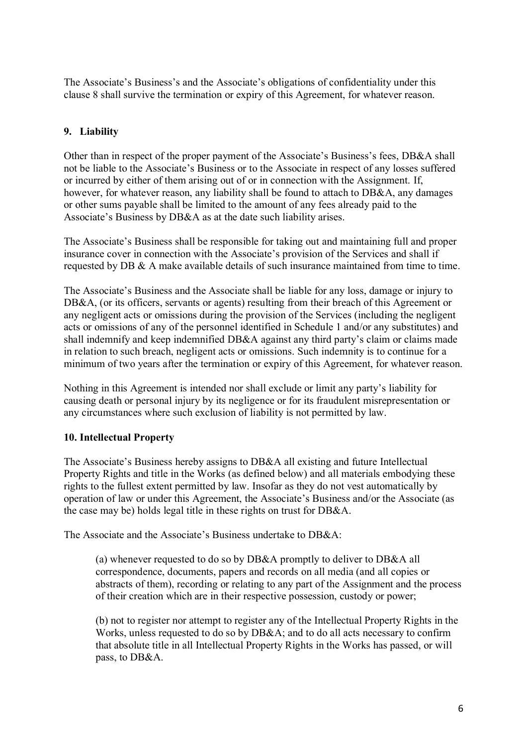The Associate's Business's and the Associate's obligations of confidentiality under this clause 8 shall survive the termination or expiry of this Agreement, for whatever reason.

## 9. Liability

Other than in respect of the proper payment of the Associate's Business's fees, DB&A shall not be liable to the Associate's Business or to the Associate in respect of any losses suffered or incurred by either of them arising out of or in connection with the Assignment. If, however, for whatever reason, any liability shall be found to attach to DB&A, any damages or other sums payable shall be limited to the amount of any fees already paid to the Associate's Business by DB&A as at the date such liability arises.

The Associate's Business shall be responsible for taking out and maintaining full and proper insurance cover in connection with the Associate's provision of the Services and shall if requested by DB & A make available details of such insurance maintained from time to time.

The Associate's Business and the Associate shall be liable for any loss, damage or injury to DB&A, (or its officers, servants or agents) resulting from their breach of this Agreement or any negligent acts or omissions during the provision of the Services (including the negligent acts or omissions of any of the personnel identified in Schedule 1 and/or any substitutes) and shall indemnify and keep indemnified DB&A against any third party's claim or claims made in relation to such breach, negligent acts or omissions. Such indemnity is to continue for a minimum of two years after the termination or expiry of this Agreement, for whatever reason.

Nothing in this Agreement is intended nor shall exclude or limit any party's liability for causing death or personal injury by its negligence or for its fraudulent misrepresentation or any circumstances where such exclusion of liability is not permitted by law.

## 10. Intellectual Property

The Associate's Business hereby assigns to DB&A all existing and future Intellectual Property Rights and title in the Works (as defined below) and all materials embodying these rights to the fullest extent permitted by law. Insofar as they do not vest automatically by operation of law or under this Agreement, the Associate's Business and/or the Associate (as the case may be) holds legal title in these rights on trust for DB&A.

The Associate and the Associate's Business undertake to DB&A:

(a) whenever requested to do so by DB&A promptly to deliver to DB&A all correspondence, documents, papers and records on all media (and all copies or abstracts of them), recording or relating to any part of the Assignment and the process of their creation which are in their respective possession, custody or power;

(b) not to register nor attempt to register any of the Intellectual Property Rights in the Works, unless requested to do so by DB&A; and to do all acts necessary to confirm that absolute title in all Intellectual Property Rights in the Works has passed, or will pass, to DB&A.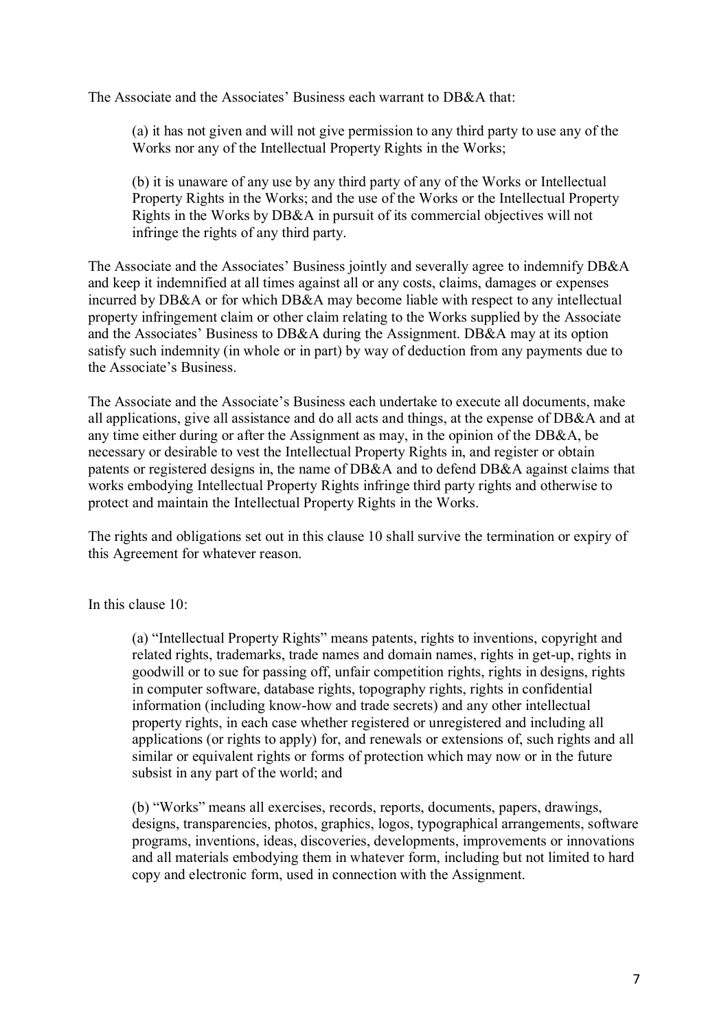The Associate and the Associates' Business each warrant to DB&A that:

(a) it has not given and will not give permission to any third party to use any of the Works nor any of the Intellectual Property Rights in the Works;

(b) it is unaware of any use by any third party of any of the Works or Intellectual Property Rights in the Works; and the use of the Works or the Intellectual Property Rights in the Works by DB&A in pursuit of its commercial objectives will not infringe the rights of any third party.

The Associate and the Associates' Business jointly and severally agree to indemnify DB&A and keep it indemnified at all times against all or any costs, claims, damages or expenses incurred by DB&A or for which DB&A may become liable with respect to any intellectual property infringement claim or other claim relating to the Works supplied by the Associate and the Associates' Business to DB&A during the Assignment. DB&A may at its option satisfy such indemnity (in whole or in part) by way of deduction from any payments due to the Associate's Business.

The Associate and the Associate's Business each undertake to execute all documents, make all applications, give all assistance and do all acts and things, at the expense of DB&A and at any time either during or after the Assignment as may, in the opinion of the DB&A, be necessary or desirable to vest the Intellectual Property Rights in, and register or obtain patents or registered designs in, the name of DB&A and to defend DB&A against claims that works embodying Intellectual Property Rights infringe third party rights and otherwise to protect and maintain the Intellectual Property Rights in the Works.

The rights and obligations set out in this clause 10 shall survive the termination or expiry of this Agreement for whatever reason.

In this clause 10:

(a) "Intellectual Property Rights" means patents, rights to inventions, copyright and related rights, trademarks, trade names and domain names, rights in get-up, rights in goodwill or to sue for passing off, unfair competition rights, rights in designs, rights in computer software, database rights, topography rights, rights in confidential information (including know-how and trade secrets) and any other intellectual property rights, in each case whether registered or unregistered and including all applications (or rights to apply) for, and renewals or extensions of, such rights and all similar or equivalent rights or forms of protection which may now or in the future subsist in any part of the world; and

(b) "Works" means all exercises, records, reports, documents, papers, drawings, designs, transparencies, photos, graphics, logos, typographical arrangements, software programs, inventions, ideas, discoveries, developments, improvements or innovations and all materials embodying them in whatever form, including but not limited to hard copy and electronic form, used in connection with the Assignment.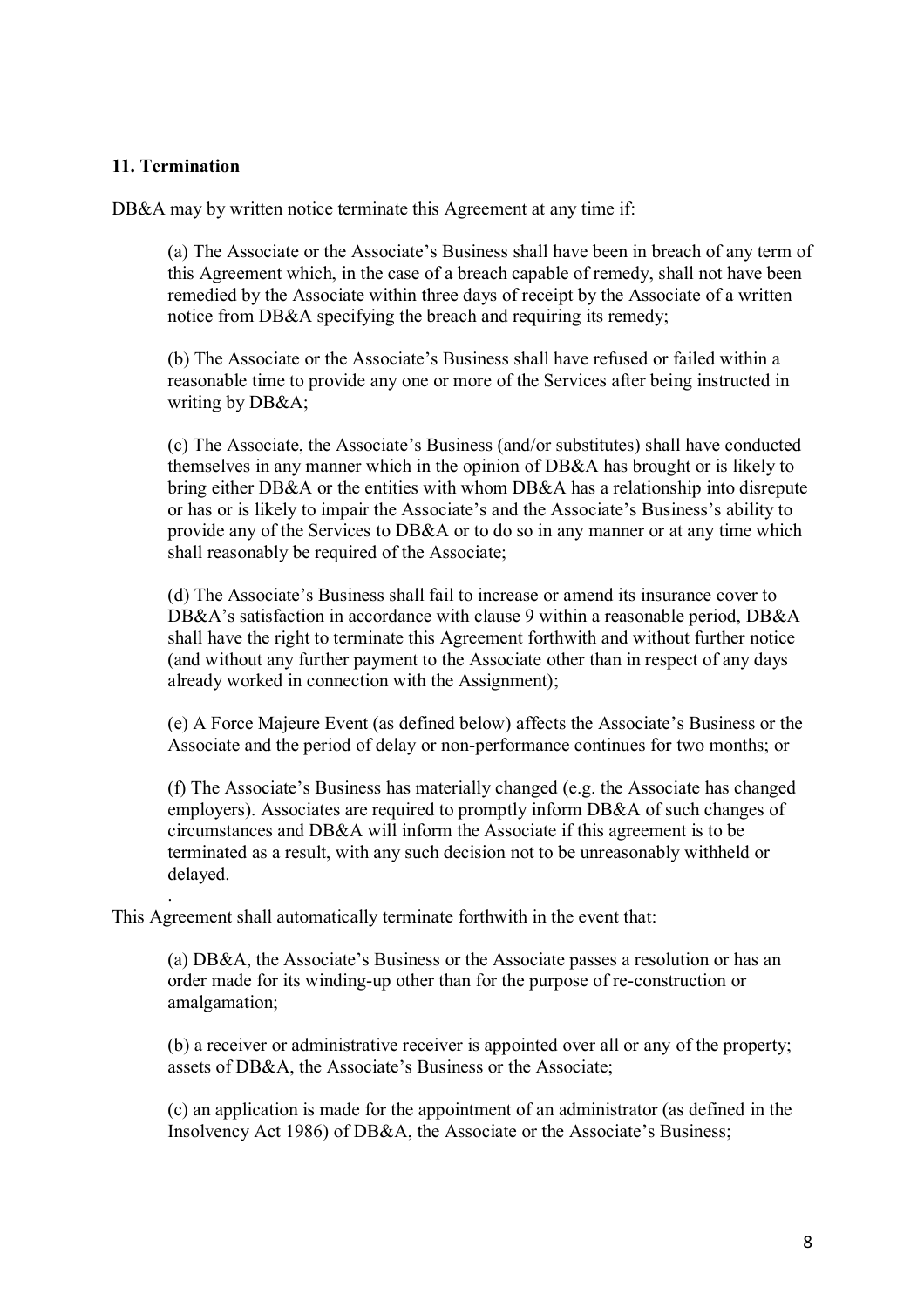**11. Termination**

DB&A may by written notice terminate this Agreement at any time if:

(a) The Associate or the Associate's Business shall have been in breach of any term of this Agreement which, in the case of a breach capable of remedy, shall not have been remedied by the Associate within three days of receipt by the Associate of a written notice from DB&A specifying the breach and requiring its remedy;

(b) The Associate or the Associate's Business shall have refused or failed within a reasonable time to provide any one or more of the Services after being instructed in writing by DB&A;

(c) The Associate, the Associate's Business (and/or substitutes) shall have conducted themselves in any manner which in the opinion of DB&A has brought or is likely to bring either DB&A or the entities with whom DB&A has a relationship into disrepute or has or is likely to impair the Associate's and the Associate's Business's ability to provide any of the Services to DB&A or to do so in any manner or at any time which shall reasonably be required of the Associate;

(d) The Associate's Business shall fail to increase or amend its insurance cover to DB&A's satisfaction in accordance with clause 9 within a reasonable period, DB&A shall have the right to terminate this Agreement forthwith and without further notice (and without any further payment to the Associate other than in respect of any days already worked in connection with the Assignment);

(e) A Force Majeure Event (as defined below) affects the Associate's Business or the Associate and the period of delay or non-performance continues for two months; or

(f) The Associate's Business has materially changed (e.g. the Associate has changed employers). Associates are required to promptly inform DB&A of such changes of circumstances and DB&A will inform the Associate if this agreement is to be terminated as a result, with any such decision not to be unreasonably withheld or delayed.

.

This Agreement shall automatically terminate forthwith in the event that:

(a) DB&A, the Associate's Business or the Associate passes a resolution or has an order made for its winding-up other than for the purpose of re-construction or amalgamation;

(b) a receiver or administrative receiver is appointed over all or any of the property; assets of DB&A, the Associate's Business or the Associate;

(c) an application is made for the appointment of an administrator (as defined in the Insolvency Act 1986) of DB&A, the Associate or the Associate's Business;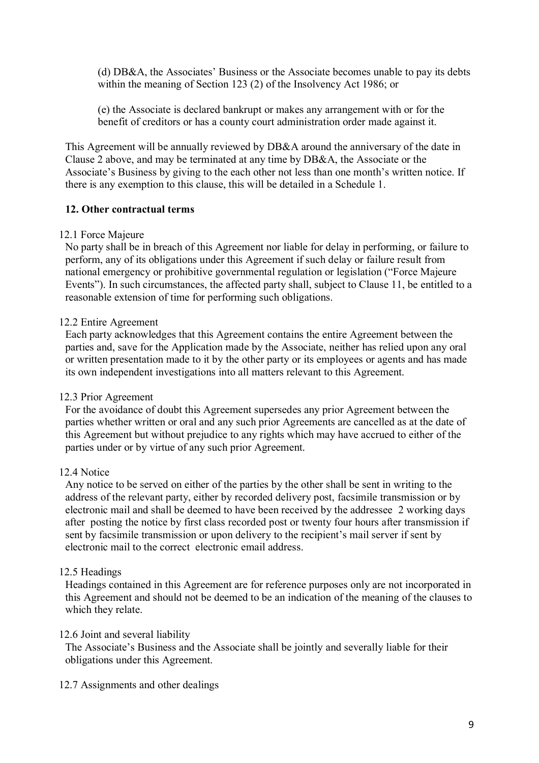(d) DB&A, the Associates' Business or the Associate becomes unable to pay its debts within the meaning of Section 123 (2) of the Insolvency Act 1986; or

(e) the Associate is declared bankrupt or makes any arrangement with or for the benefit of creditors or has a county court administration order made against it.

This Agreement will be annually reviewed by DB&A around the anniversary of the date in Clause 2 above, and may be terminated at any time by DB&A, the Associate or the Associate's Business by giving to the each other not less than one month's written notice. If there is any exemption to this clause, this will be detailed in a Schedule 1.

**12. Other contractual terms**

12.1 Force Majeure

No party shall be in breach of this Agreement nor liable for delay in performing, or failure to perform, any of its obligations under this Agreement if such delay or failure result from national emergency or prohibitive governmental regulation or legislation ("Force Majeure Events"). In such circumstances, the affected party shall, subject to Clause 11, be entitled to a reasonable extension of time for performing such obligations.

12.2 Entire Agreement

Each party acknowledges that this Agreement contains the entire Agreement between the parties and, save for the Application made by the Associate, neither has relied upon any oral or written presentation made to it by the other party or its employees or agents and has made its own independent investigations into all matters relevant to this Agreement.

12.3 Prior Agreement

For the avoidance of doubt this Agreement supersedes any prior Agreement between the parties whether written or oral and any such prior Agreements are cancelled as at the date of this Agreement but without prejudice to any rights which may have accrued to either of the parties under or by virtue of any such prior Agreement.

12.4 Notice

Any notice to be served on either of the parties by the other shall be sent in writing to the address of the relevant party, either by recorded delivery post, facsimile transmission or by electronic mail and shall be deemed to have been received by the addressee 2 working days after posting the notice by first class recorded post or twenty four hours after transmission if sent by facsimile transmission or upon delivery to the recipient's mail server if sent by electronic mail to the correct electronic email address.

12.5 Headings

Headings contained in this Agreement are for reference purposes only are not incorporated in this Agreement and should not be deemed to be an indication of the meaning of the clauses to which they relate.

12.6 Joint and several liability

The Associate's Business and the Associate shall be jointly and severally liable for their obligations under this Agreement.

12.7 Assignments and other dealings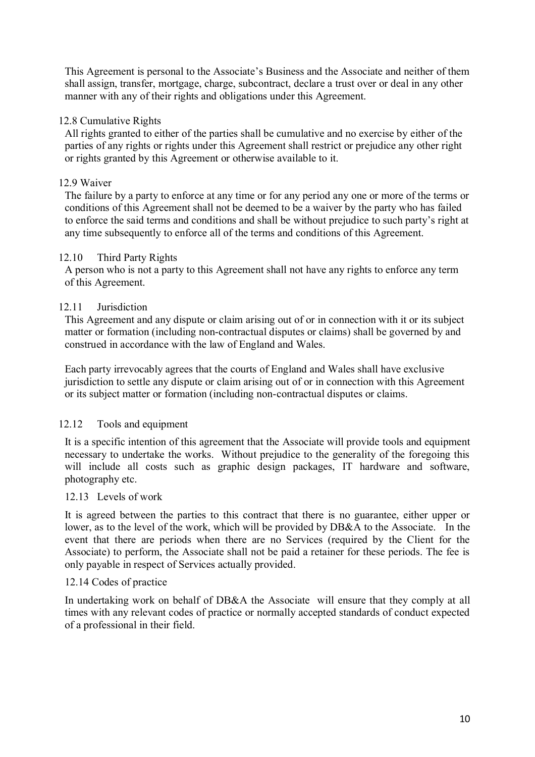This Agreement is personal to the Associate's Business and the Associate and neither of them shall assign, transfer, mortgage, charge, subcontract, declare a trust over or deal in any other manner with any of their rights and obligations under this Agreement.

12.8 Cumulative Rights

All rights granted to either of the parties shall be cumulative and no exercise by either of the parties of any rights or rights under this Agreement shall restrict or prejudice any other right or rights granted by this Agreement or otherwise available to it.

12.9 Waiver

The failure by a party to enforce at any time or for any period any one or more of the terms or conditions of this Agreement shall not be deemed to be a waiver by the party who has failed to enforce the said terms and conditions and shall be without prejudice to such party's right at any time subsequently to enforce all of the terms and conditions of this Agreement.

12.10 Third Party Rights

A person who is not a party to this Agreement shall not have any rights to enforce any term of this Agreement.

12.11 Jurisdiction

This Agreement and any dispute or claim arising out of or in connection with it or its subject matter or formation (including non-contractual disputes or claims) shall be governed by and construed in accordance with the law of England and Wales.

Each party irrevocably agrees that the courts of England and Wales shall have exclusive jurisdiction to settle any dispute or claim arising out of or in connection with this Agreement or its subject matter or formation (including non-contractual disputes or claims.

12.12 Tools and equipment

It is a specific intention of this agreement that the Associate will provide tools and equipment necessary to undertake the works. Without prejudice to the generality of the foregoing this will include all costs such as graphic design packages, IT hardware and software, photography etc.

12.13 Levels of work

It is agreed between the parties to this contract that there is no guarantee, either upper or lower, as to the level of the work, which will be provided by DB&A to the Associate. In the event that there are periods when there are no Services (required by the Client for the Associate) to perform, the Associate shall not be paid a retainer for these periods. The fee is only payable in respect of Services actually provided.

12.14 Codes of practice

In undertaking work on behalf of DB&A the Associate will ensure that they comply at all times with any relevant codes of practice or normally accepted standards of conduct expected of a professional in their field.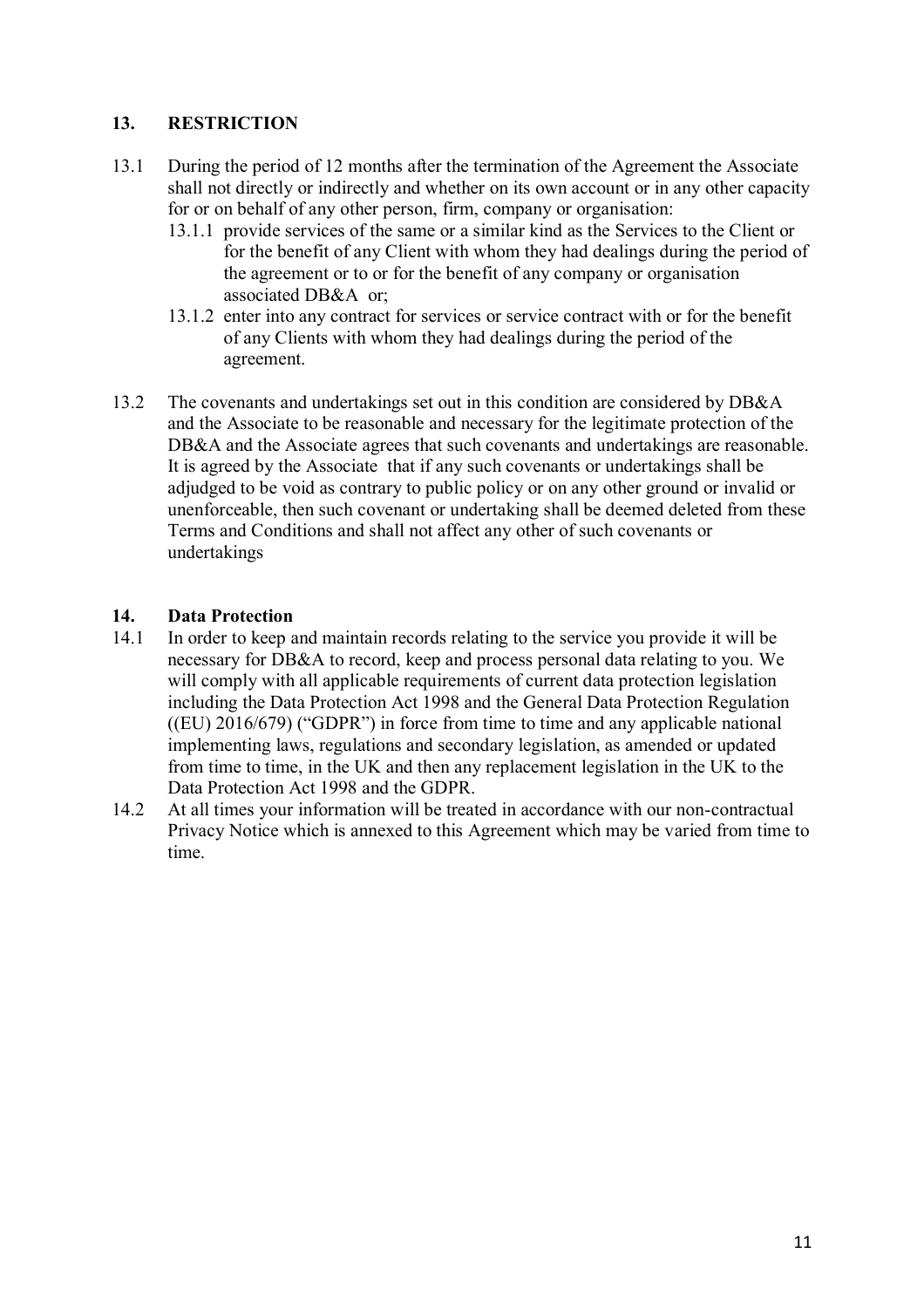## 13. RESTRICTION

13.1 During the period of 12 months after the termination of the Agreement the Associate shall not directly or indirectly and whether on its own account or in any other capacity for or on behalf of any other person, firm, company or organisation:

13.1.1 provide services of the same or a similar kind as the Services to the Client or for the benefit of any Client with whom they had dealings during the period of the agreement or to or for the benefit of any company or organisation associated DB&A or;

13.1.2 enter into any contract for services or service contract with or for the benefit of any Clients with whom they had dealings during the period of the agreement.

13.2 The covenants and undertakings set out in this condition are considered by DB&A and the Associate to be reasonable and necessary for the legitimate protection of the DB&A and the Associate agrees that such covenants and undertakings are reasonable. It is agreed by the Associate that if any such covenants or undertakings shall be adjudged to be void as contrary to public policy or on any other ground or invalid or unenforceable, then such covenant or undertaking shall be deemed deleted from these Terms and Conditions and shall not affect any other of such covenants or undertakings

## 14. Data Protection

14.1 In order to keep and maintain records relating to the service you provide it will be necessary for DB&A to record, keep and process personal data relating to you. We will comply with all applicable requirements of current data protection legislation including the Data Protection Act 1998 and the General Data Protection Regulation ((EU) 2016/679) ("GDPR") in force from time to time and any applicable national implementing laws, regulations and secondary legislation, as amended or updated from time to time, in the UK and then any replacement legislation in the UK to the Data Protection Act 1998 and the GDPR.

14.2 At all times your information will be treated in accordance with our non-contractual Privacy Notice which is annexed to this Agreement which may be varied from time to time.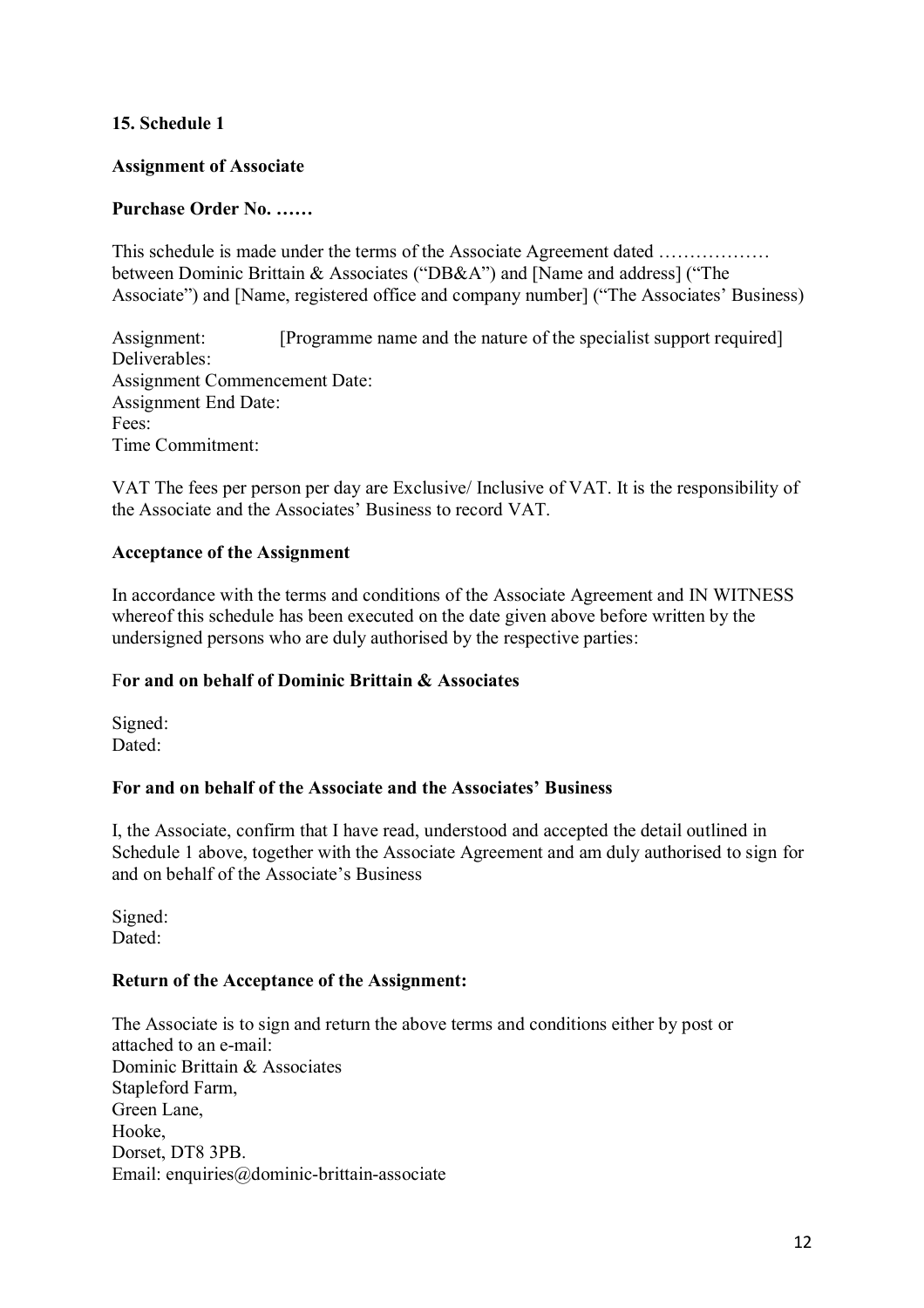**15. Schedule 1**

**Assignment of Associate**

**Purchase Order No. ……**

This schedule is made under the terms of the Associate Agreement dated ……………… between Dominic Brittain & Associates ("DB&A") and [Name and address] ("The Associate") and [Name, registered office and company number] ("The Associates' Business)

Assignment: [Programme name and the nature of the specialist support required]
Deliverables:
Assignment Commencement Date:
Assignment End Date:
Fees:
Time Commitment:

VAT The fees per person per day are Exclusive/ Inclusive of VAT. It is the responsibility of the Associate and the Associates' Business to record VAT.

**Acceptance of the Assignment**

In accordance with the terms and conditions of the Associate Agreement and IN WITNESS whereof this schedule has been executed on the date given above before written by the undersigned persons who are duly authorised by the respective parties:

F**or and on behalf of Dominic Brittain & Associates**

Signed:
Dated:

**For and on behalf of the Associate and the Associates' Business**

I, the Associate, confirm that I have read, understood and accepted the detail outlined in Schedule 1 above, together with the Associate Agreement and am duly authorised to sign for and on behalf of the Associate's Business

Signed:
Dated:

**Return of the Acceptance of the Assignment:**

The Associate is to sign and return the above terms and conditions either by post or attached to an e-mail:
Dominic Brittain & Associates
Stapleford Farm,
Green Lane,
Hooke,
Dorset, DT8 3PB.
Email: enquiries@dominic-brittain-associate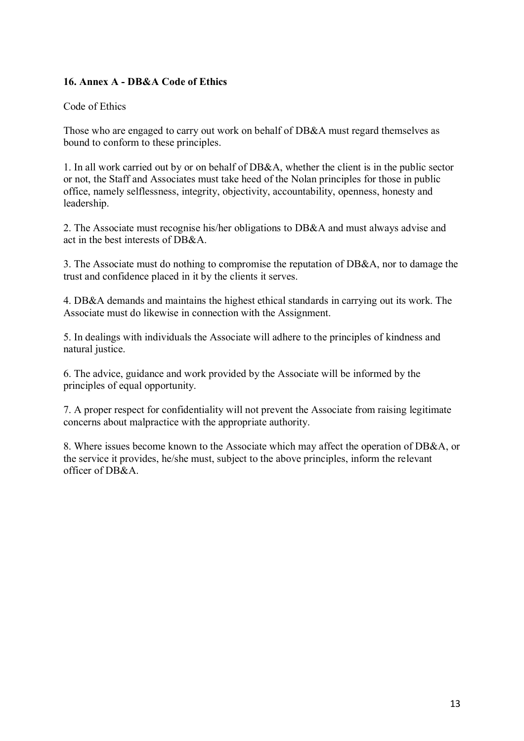## 16. Annex A - DB&A Code of Ethics

Code of Ethics

Those who are engaged to carry out work on behalf of DB&A must regard themselves as bound to conform to these principles.

1. In all work carried out by or on behalf of DB&A, whether the client is in the public sector or not, the Staff and Associates must take heed of the Nolan principles for those in public office, namely selflessness, integrity, objectivity, accountability, openness, honesty and leadership.

2. The Associate must recognise his/her obligations to DB&A and must always advise and act in the best interests of DB&A.

3. The Associate must do nothing to compromise the reputation of DB&A, nor to damage the trust and confidence placed in it by the clients it serves.

4. DB&A demands and maintains the highest ethical standards in carrying out its work. The Associate must do likewise in connection with the Assignment.

5. In dealings with individuals the Associate will adhere to the principles of kindness and natural justice.

6. The advice, guidance and work provided by the Associate will be informed by the principles of equal opportunity.

7. A proper respect for confidentiality will not prevent the Associate from raising legitimate concerns about malpractice with the appropriate authority.

8. Where issues become known to the Associate which may affect the operation of DB&A, or the service it provides, he/she must, subject to the above principles, inform the relevant officer of DB&A.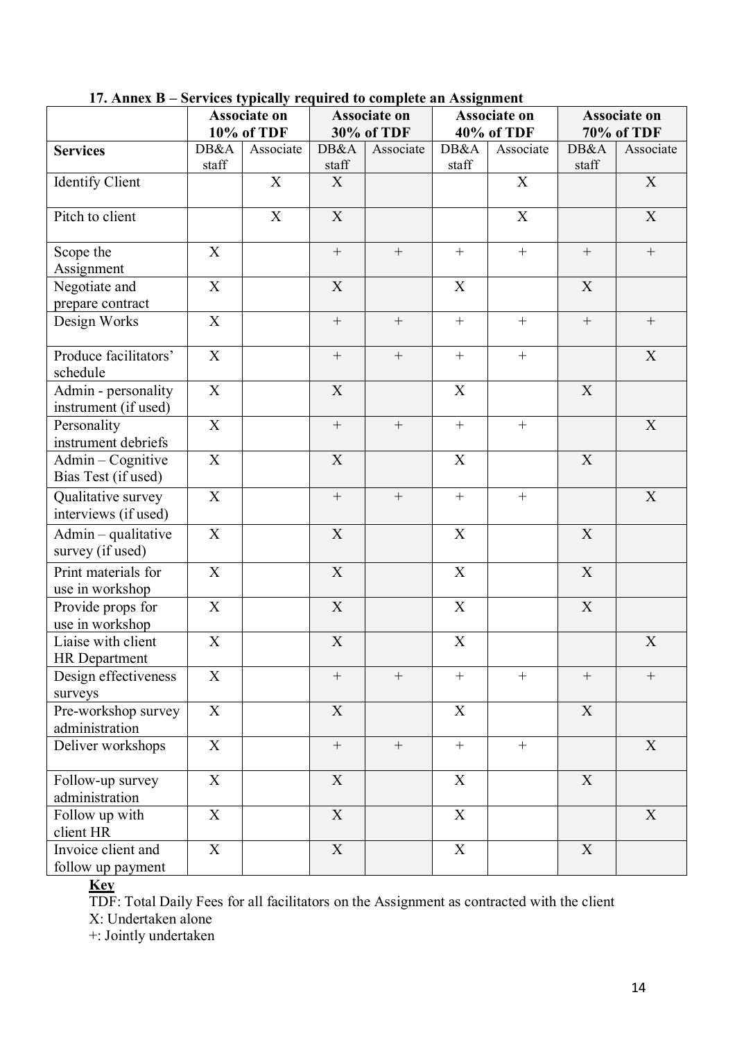### 17. Annex B – Services typically required to complete an Assignment

| | Associate on 10% of TDF | | Associate on 30% of TDF | | Associate on 40% of TDF | | Associate on 70% of TDF | |
|---|---|---|---|---|---|---|---|---|
| **Services** | DB&A staff | Associate | DB&A staff | Associate | DB&A staff | Associate | DB&A staff | Associate |
| Identify Client | | X | X | | | X | | X |
| Pitch to client | | X | X | | | X | | X |
| Scope the Assignment | X | | + | + | + | + | + | + |
| Negotiate and prepare contract | X | | X | | X | | X | |
| Design Works | X | | + | + | + | + | + | + |
| Produce facilitators' schedule | X | | + | + | + | + | | X |
| Admin - personality instrument (if used) | X | | X | | X | | X | |
| Personality instrument debriefs | X | | + | + | + | + | | X |
| Admin – Cognitive Bias Test (if used) | X | | X | | X | | X | |
| Qualitative survey interviews (if used) | X | | + | + | + | + | | X |
| Admin – qualitative survey (if used) | X | | X | | X | | X | |
| Print materials for use in workshop | X | | X | | X | | X | |
| Provide props for use in workshop | X | | X | | X | | X | |
| Liaise with client HR Department | X | | X | | X | | | X |
| Design effectiveness surveys | X | | + | + | + | + | + | + |
| Pre-workshop survey administration | X | | X | | X | | X | |
| Deliver workshops | X | | + | + | + | + | | X |
| Follow-up survey administration | X | | X | | X | | X | |
| Follow up with client HR | X | | X | | X | | | X |
| Invoice client and follow up payment | X | | X | | X | | X | |

**Key**

TDF: Total Daily Fees for all facilitators on the Assignment as contracted with the client

X: Undertaken alone

+: Jointly undertaken